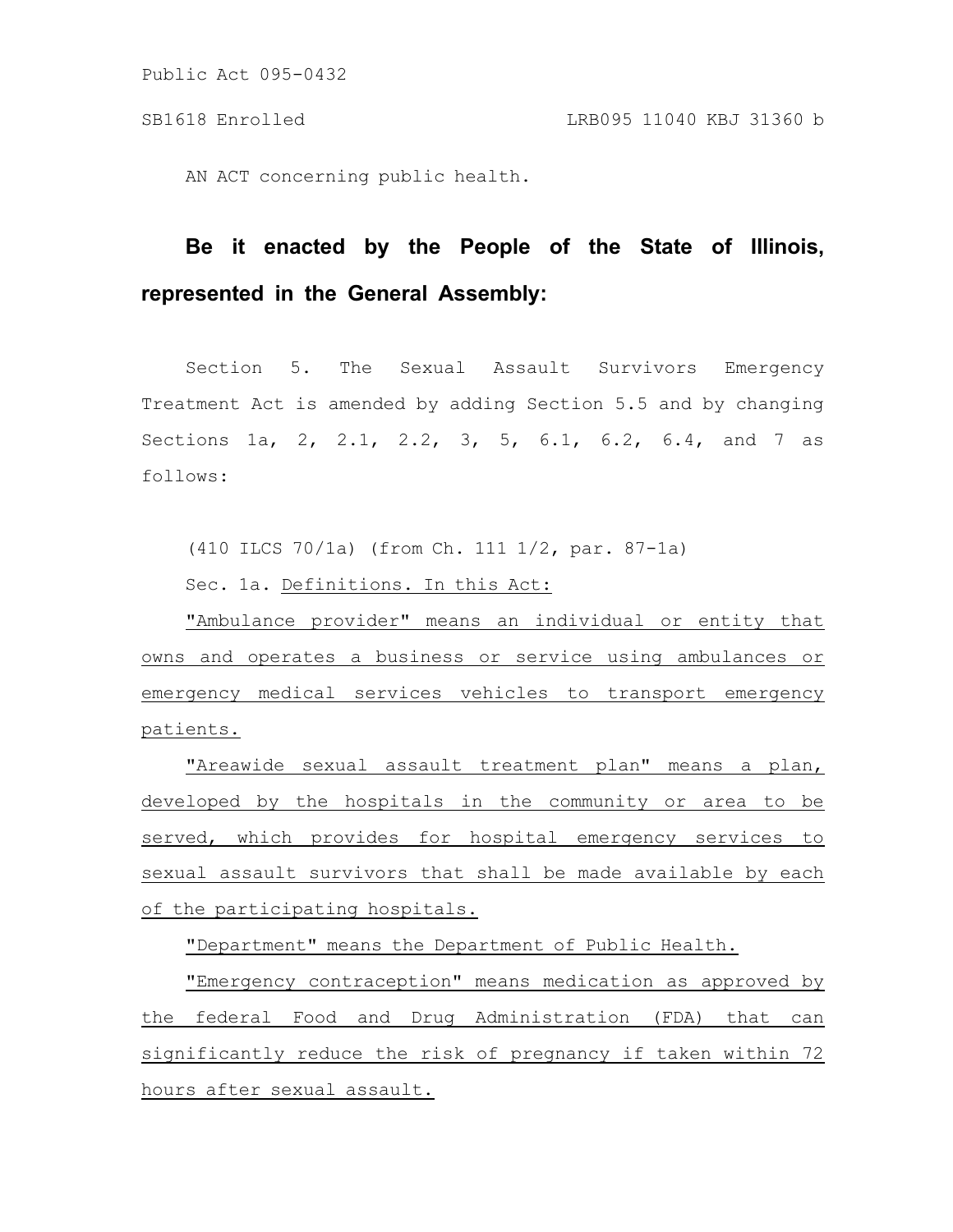Public Act 095-0432

SB1618 Enrolled LRB095 11040 KBJ 31360 b

AN ACT concerning public health.

**Be it enacted by the People of the State of Illinois, represented in the General Assembly:**

Section 5. The Sexual Assault Survivors Emergency Treatment Act is amended by adding Section 5.5 and by changing Sections 1a, 2, 2.1, 2.2, 3, 5, 6.1, 6.2, 6.4, and 7 as follows:

(410 ILCS 70/1a) (from Ch. 111 1/2, par. 87-1a)

Sec. 1a. Definitions. In this Act:

"Ambulance provider" means an individual or entity that owns and operates a business or service using ambulances or emergency medical services vehicles to transport emergency patients.

"Areawide sexual assault treatment plan" means a plan, developed by the hospitals in the community or area to be served, which provides for hospital emergency services to sexual assault survivors that shall be made available by each of the participating hospitals.

"Department" means the Department of Public Health.

"Emergency contraception" means medication as approved by the federal Food and Drug Administration (FDA) that can significantly reduce the risk of pregnancy if taken within 72 hours after sexual assault.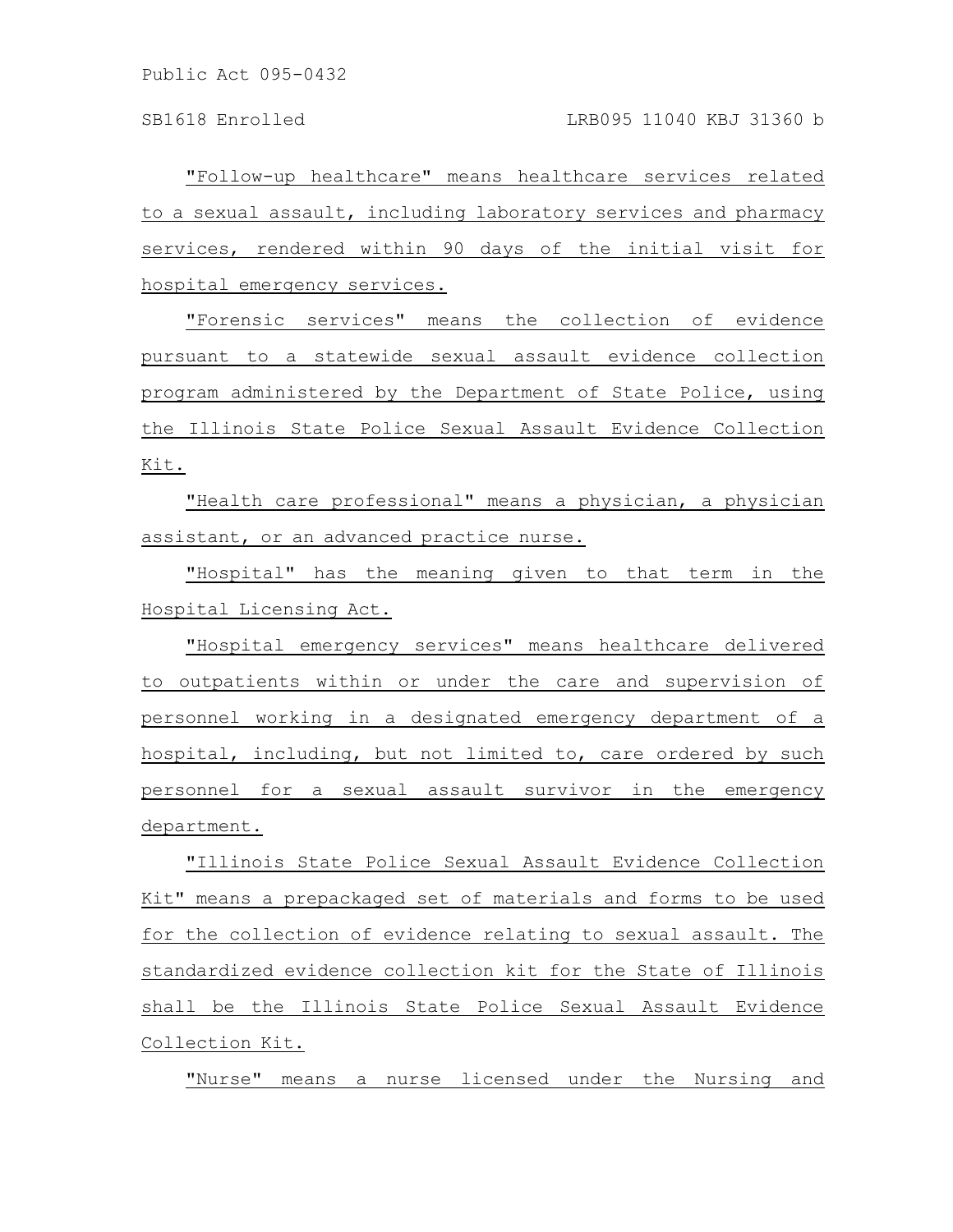"Follow-up healthcare" means healthcare services related to a sexual assault, including laboratory services and pharmacy services, rendered within 90 days of the initial visit for hospital emergency services.

"Forensic services" means the collection of evidence pursuant to a statewide sexual assault evidence collection program administered by the Department of State Police, using the Illinois State Police Sexual Assault Evidence Collection Kit.

"Health care professional" means a physician, a physician assistant, or an advanced practice nurse.

"Hospital" has the meaning given to that term in the Hospital Licensing Act.

"Hospital emergency services" means healthcare delivered to outpatients within or under the care and supervision of personnel working in a designated emergency department of a hospital, including, but not limited to, care ordered by such personnel for a sexual assault survivor in the emergency department.

"Illinois State Police Sexual Assault Evidence Collection Kit" means a prepackaged set of materials and forms to be used for the collection of evidence relating to sexual assault. The standardized evidence collection kit for the State of Illinois shall be the Illinois State Police Sexual Assault Evidence Collection Kit.

"Nurse" means a nurse licensed under the Nursing and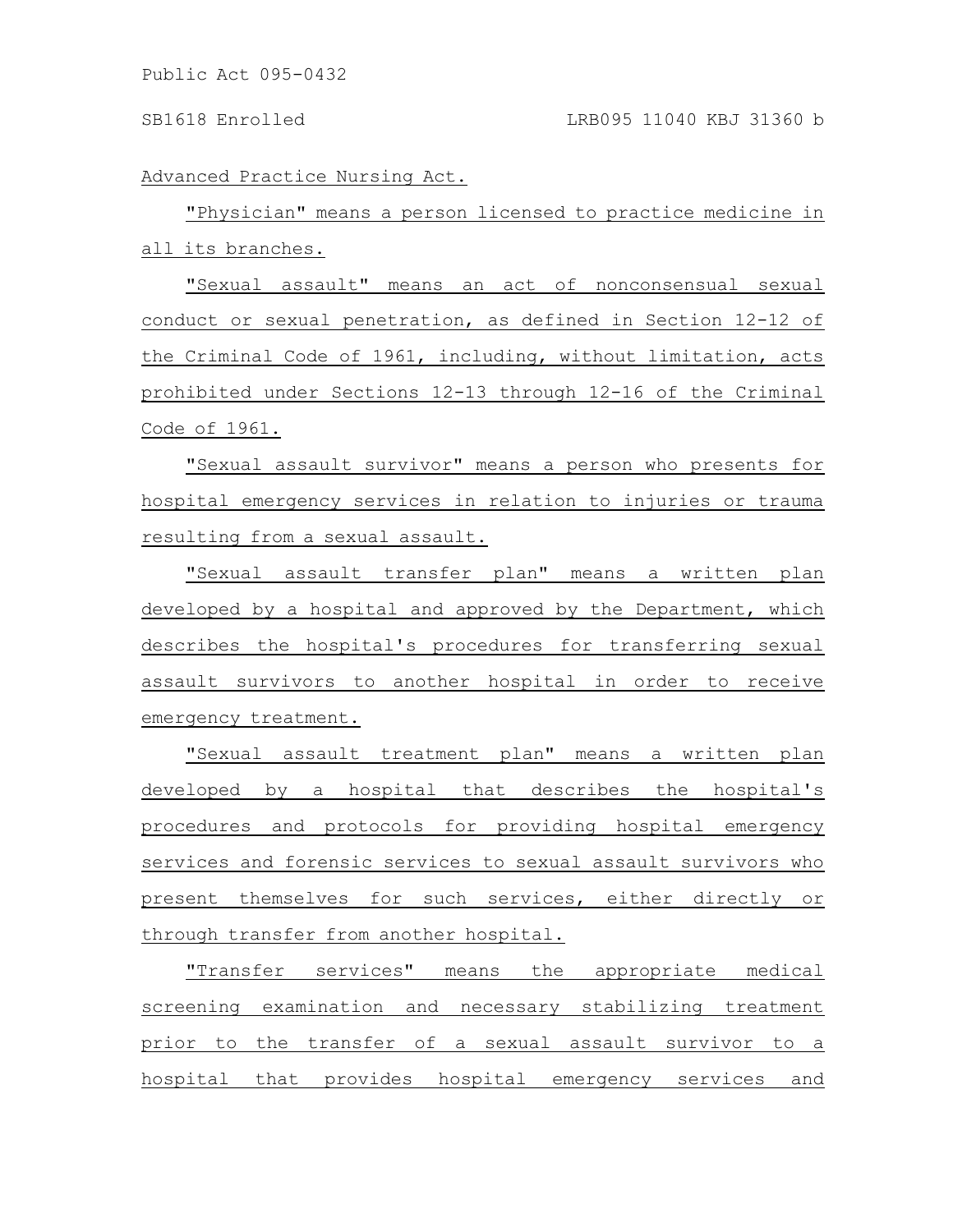Advanced Practice Nursing Act.

"Physician" means a person licensed to practice medicine in all its branches.

"Sexual assault" means an act of nonconsensual sexual conduct or sexual penetration, as defined in Section 12-12 of the Criminal Code of 1961, including, without limitation, acts prohibited under Sections 12-13 through 12-16 of the Criminal Code of 1961.

"Sexual assault survivor" means a person who presents for hospital emergency services in relation to injuries or trauma resulting from a sexual assault.

"Sexual assault transfer plan" means a written plan developed by a hospital and approved by the Department, which describes the hospital's procedures for transferring sexual assault survivors to another hospital in order to receive emergency treatment.

"Sexual assault treatment plan" means a written plan developed by a hospital that describes the hospital's procedures and protocols for providing hospital emergency services and forensic services to sexual assault survivors who present themselves for such services, either directly or through transfer from another hospital.

"Transfer services" means the appropriate medical screening examination and necessary stabilizing treatment prior to the transfer of a sexual assault survivor to a hospital that provides hospital emergency services and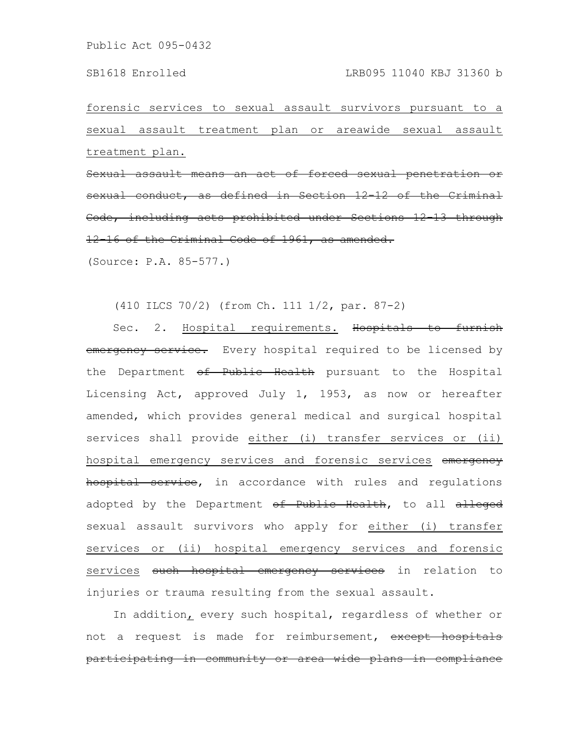<u>forensic services to sexual assault survivors pursuant to a sexual assault treatment plan or areawide sexual assault treatment plan.</u>

~~Sexual assault means an act of forced sexual penetration or sexual conduct, as defined in Section 12-12 of the Criminal Code, including acts prohibited under Sections 12-13 through 12-16 of the Criminal Code of 1961, as amended.~~

(Source: P.A. 85-577.)

(410 ILCS 70/2) (from Ch. 111 1/2, par. 87-2)

Sec. 2. <u>Hospital requirements.</u> ~~Hospitals to furnish emergency service.~~ Every hospital required to be licensed by the Department ~~of Public Health~~ pursuant to the Hospital Licensing Act, approved July 1, 1953, as now or hereafter amended, which provides general medical and surgical hospital services shall provide <u>either (i) transfer services or (ii) hospital emergency services and forensic services</u> ~~emergency hospital service~~, in accordance with rules and regulations adopted by the Department ~~of Public Health~~, to all ~~alleged~~ sexual assault survivors who apply for <u>either (i) transfer services or (ii) hospital emergency services and forensic services</u> ~~such hospital emergency services~~ in relation to injuries or trauma resulting from the sexual assault.

In addition<u>,</u> every such hospital, regardless of whether or not a request is made for reimbursement, ~~except hospitals participating in community or area wide plans in compliance~~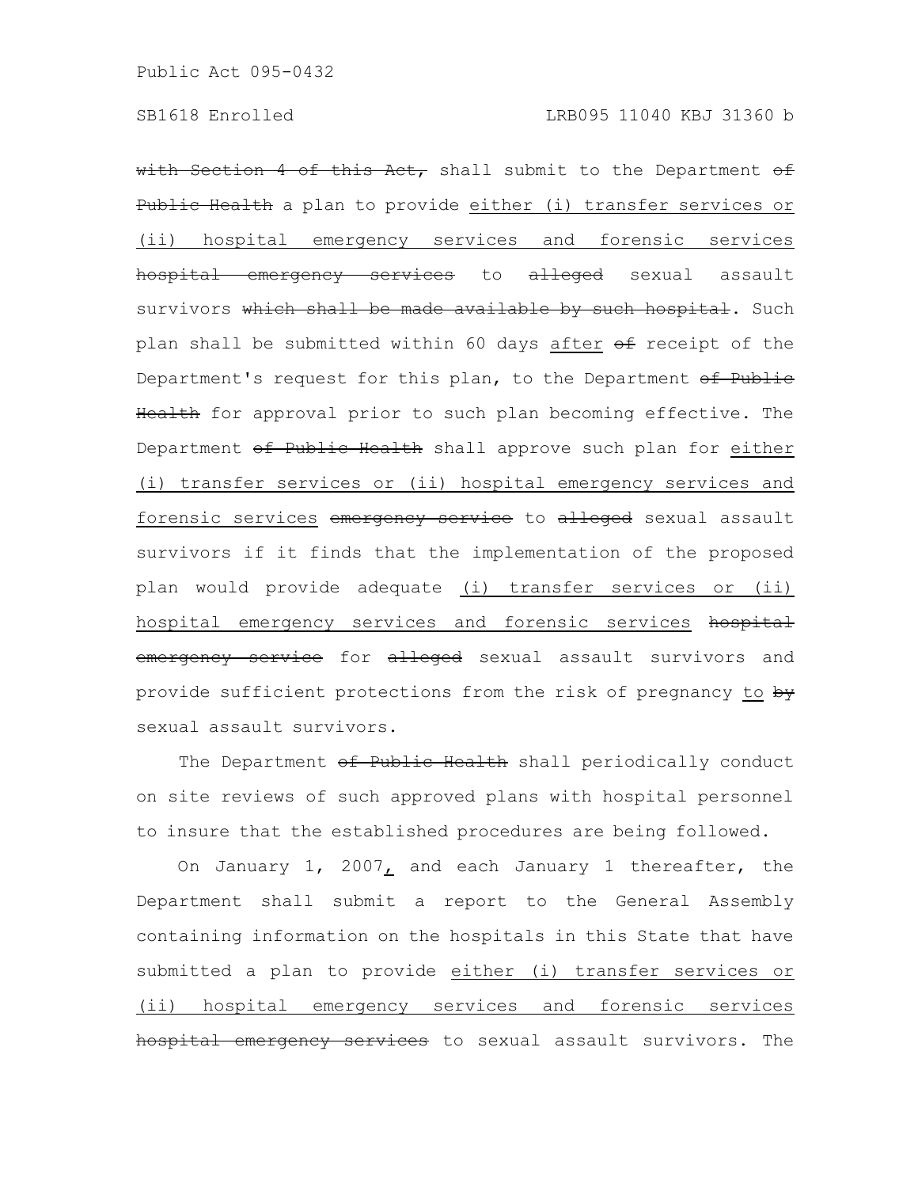~~with Section 4 of this Act,~~ shall submit to the Department ~~of Public Health~~ a plan to provide <u>either (i) transfer services or (ii) hospital emergency services and forensic services</u> ~~hospital emergency services~~ to ~~alleged~~ sexual assault survivors ~~which shall be made available by such hospital~~. Such plan shall be submitted within 60 days <u>after</u> ~~of~~ receipt of the Department's request for this plan, to the Department ~~of Public Health~~ for approval prior to such plan becoming effective. The Department ~~of Public Health~~ shall approve such plan for <u>either (i) transfer services or (ii) hospital emergency services and forensic services</u> ~~emergency service~~ to ~~alleged~~ sexual assault survivors if it finds that the implementation of the proposed plan would provide adequate <u>(i) transfer services or (ii) hospital emergency services and forensic services</u> ~~hospital emergency service~~ for ~~alleged~~ sexual assault survivors and provide sufficient protections from the risk of pregnancy <u>to</u> ~~by~~ sexual assault survivors.

The Department ~~of Public Health~~ shall periodically conduct on site reviews of such approved plans with hospital personnel to insure that the established procedures are being followed.

On January 1, 2007<u>,</u> and each January 1 thereafter, the Department shall submit a report to the General Assembly containing information on the hospitals in this State that have submitted a plan to provide <u>either (i) transfer services or (ii) hospital emergency services and forensic services</u> ~~hospital emergency services~~ to sexual assault survivors. The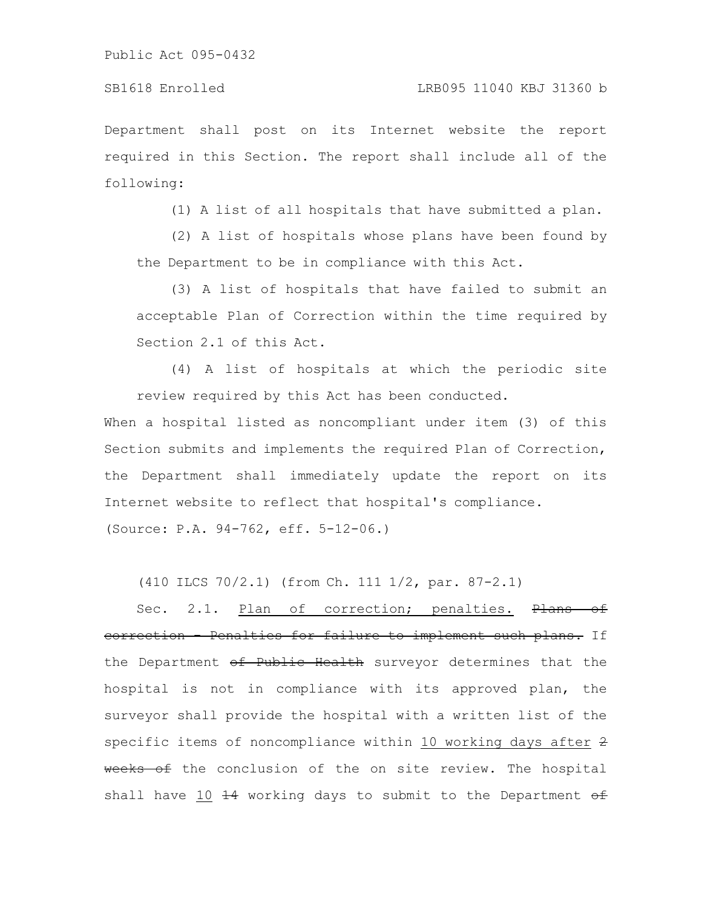Department shall post on its Internet website the report required in this Section. The report shall include all of the following:

(1) A list of all hospitals that have submitted a plan.

(2) A list of hospitals whose plans have been found by the Department to be in compliance with this Act.

(3) A list of hospitals that have failed to submit an acceptable Plan of Correction within the time required by Section 2.1 of this Act.

(4) A list of hospitals at which the periodic site review required by this Act has been conducted.

When a hospital listed as noncompliant under item (3) of this Section submits and implements the required Plan of Correction, the Department shall immediately update the report on its Internet website to reflect that hospital's compliance.

(Source: P.A. 94-762, eff. 5-12-06.)

(410 ILCS 70/2.1) (from Ch. 111 1/2, par. 87-2.1)

Sec. 2.1. <u>Plan of correction; penalties.</u> ~~Plans of correction - Penalties for failure to implement such plans.~~ If the Department ~~of Public Health~~ surveyor determines that the hospital is not in compliance with its approved plan, the surveyor shall provide the hospital with a written list of the specific items of noncompliance within <u>10 working days after</u> ~~2 weeks of~~ the conclusion of the on site review. The hospital shall have <u>10</u> ~~14~~ working days to submit to the Department ~~of~~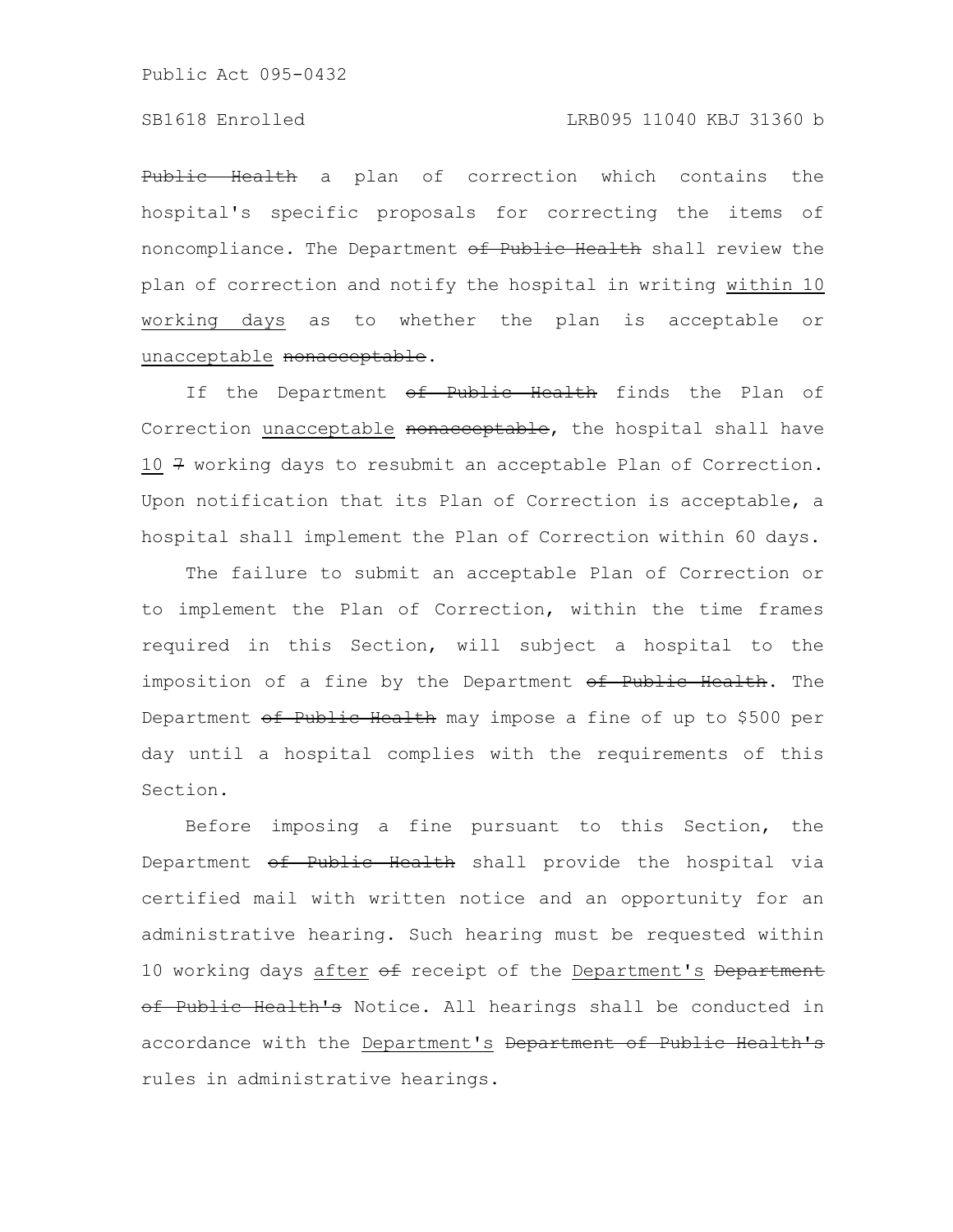~~Public Health~~ a plan of correction which contains the hospital's specific proposals for correcting the items of noncompliance. The Department ~~of Public Health~~ shall review the plan of correction and notify the hospital in writing <u>within 10 working days</u> as to whether the plan is acceptable or <u>unacceptable</u> ~~nonacceptable~~.

If the Department ~~of Public Health~~ finds the Plan of Correction <u>unacceptable</u> ~~nonacceptable~~, the hospital shall have <u>10</u> ~~7~~ working days to resubmit an acceptable Plan of Correction. Upon notification that its Plan of Correction is acceptable, a hospital shall implement the Plan of Correction within 60 days.

The failure to submit an acceptable Plan of Correction or to implement the Plan of Correction, within the time frames required in this Section, will subject a hospital to the imposition of a fine by the Department ~~of Public Health~~. The Department ~~of Public Health~~ may impose a fine of up to $500 per day until a hospital complies with the requirements of this Section.

Before imposing a fine pursuant to this Section, the Department ~~of Public Health~~ shall provide the hospital via certified mail with written notice and an opportunity for an administrative hearing. Such hearing must be requested within 10 working days <u>after</u> ~~of~~ receipt of the <u>Department's</u> ~~Department of Public Health's~~ Notice. All hearings shall be conducted in accordance with the <u>Department's</u> ~~Department of Public Health's~~ rules in administrative hearings.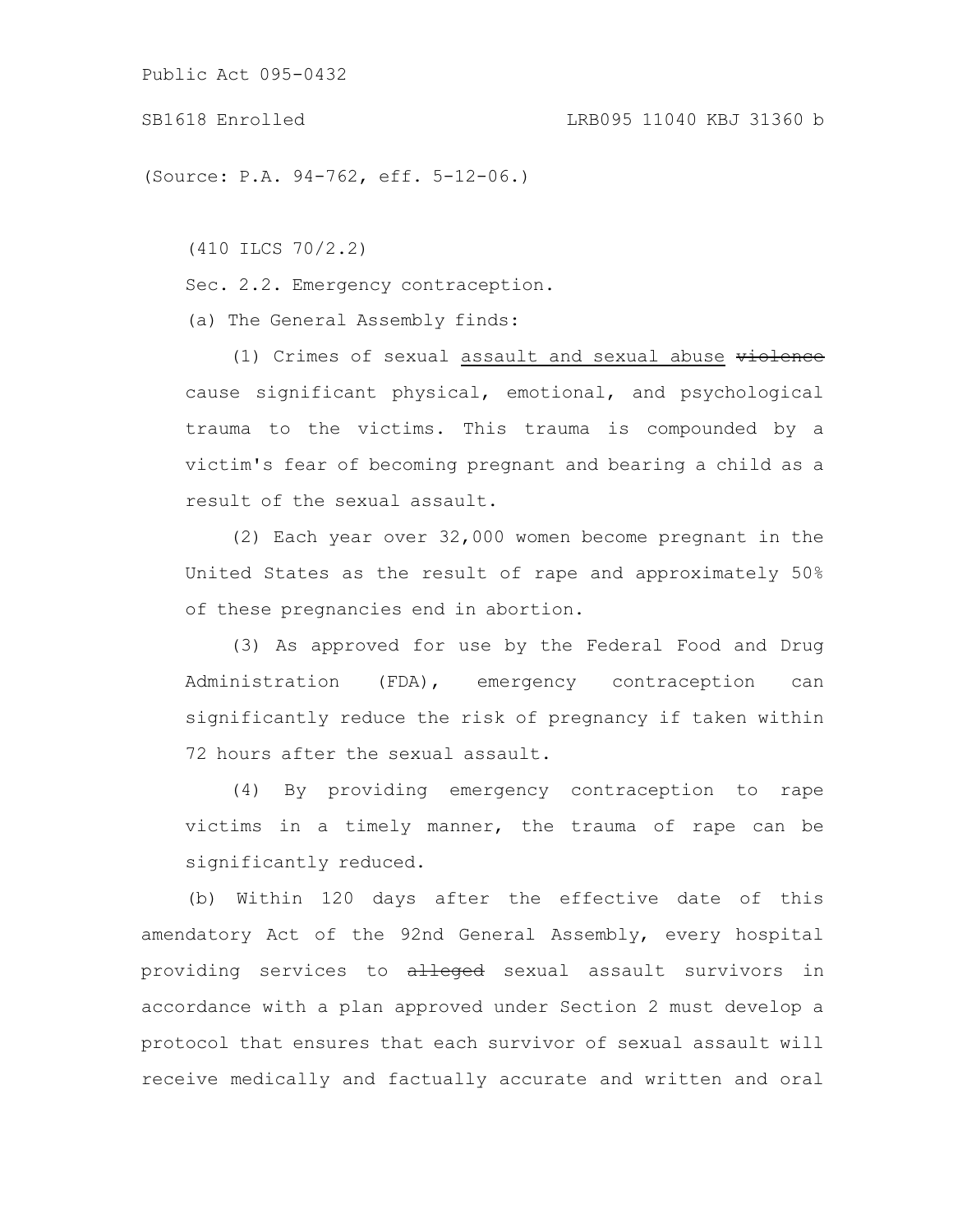(Source: P.A. 94-762, eff. 5-12-06.)

(410 ILCS 70/2.2)

Sec. 2.2. Emergency contraception.

(a) The General Assembly finds:

(1) Crimes of sexual <u>assault and sexual abuse</u> ~~violence~~ cause significant physical, emotional, and psychological trauma to the victims. This trauma is compounded by a victim's fear of becoming pregnant and bearing a child as a result of the sexual assault.

(2) Each year over 32,000 women become pregnant in the United States as the result of rape and approximately 50% of these pregnancies end in abortion.

(3) As approved for use by the Federal Food and Drug Administration (FDA), emergency contraception can significantly reduce the risk of pregnancy if taken within 72 hours after the sexual assault.

(4) By providing emergency contraception to rape victims in a timely manner, the trauma of rape can be significantly reduced.

(b) Within 120 days after the effective date of this amendatory Act of the 92nd General Assembly, every hospital providing services to ~~alleged~~ sexual assault survivors in accordance with a plan approved under Section 2 must develop a protocol that ensures that each survivor of sexual assault will receive medically and factually accurate and written and oral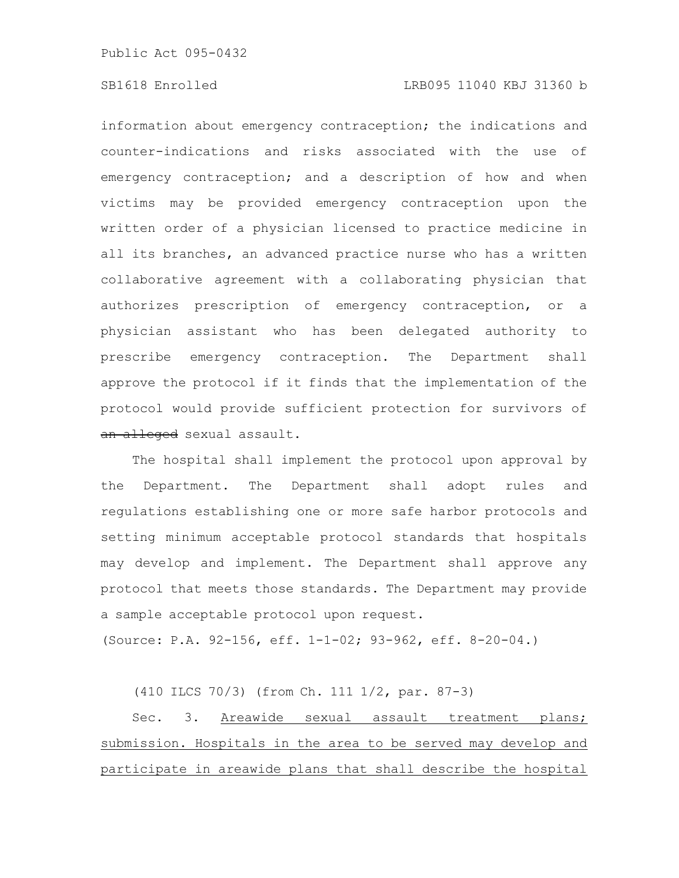information about emergency contraception; the indications and counter-indications and risks associated with the use of emergency contraception; and a description of how and when victims may be provided emergency contraception upon the written order of a physician licensed to practice medicine in all its branches, an advanced practice nurse who has a written collaborative agreement with a collaborating physician that authorizes prescription of emergency contraception, or a physician assistant who has been delegated authority to prescribe emergency contraception. The Department shall approve the protocol if it finds that the implementation of the protocol would provide sufficient protection for survivors of ~~an alleged~~ sexual assault.

The hospital shall implement the protocol upon approval by the Department. The Department shall adopt rules and regulations establishing one or more safe harbor protocols and setting minimum acceptable protocol standards that hospitals may develop and implement. The Department shall approve any protocol that meets those standards. The Department may provide a sample acceptable protocol upon request.

(Source: P.A. 92-156, eff. 1-1-02; 93-962, eff. 8-20-04.)

(410 ILCS 70/3) (from Ch. 111 1/2, par. 87-3)

Sec. 3. <u>Areawide sexual assault treatment plans; submission. Hospitals in the area to be served may develop and participate in areawide plans that shall describe the hospital</u>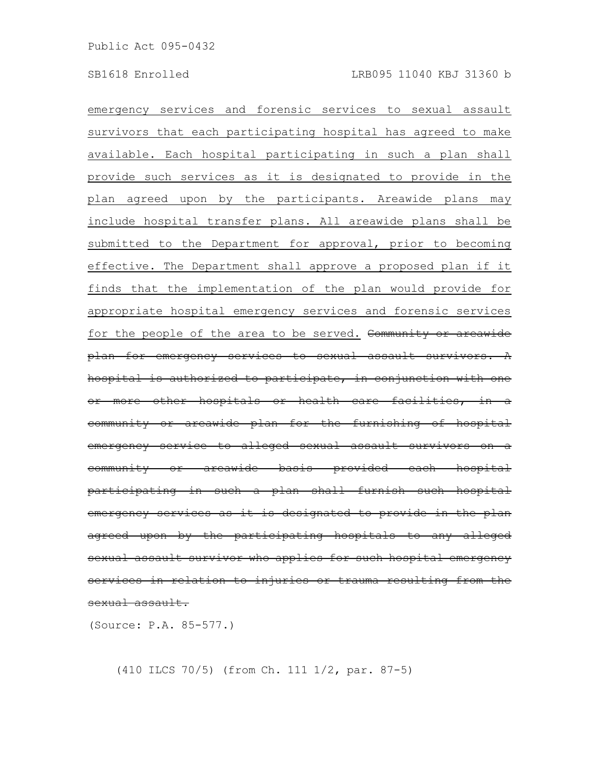emergency services and forensic services to sexual assault survivors that each participating hospital has agreed to make available. Each hospital participating in such a plan shall provide such services as it is designated to provide in the plan agreed upon by the participants. Areawide plans may include hospital transfer plans. All areawide plans shall be submitted to the Department for approval, prior to becoming effective. The Department shall approve a proposed plan if it finds that the implementation of the plan would provide for appropriate hospital emergency services and forensic services for the people of the area to be served. ~~Community or areawide plan for emergency services to sexual assault survivors. A hospital is authorized to participate, in conjunction with one or more other hospitals or health care facilities, in a community or areawide plan for the furnishing of hospital emergency service to alleged sexual assault survivors on a community or areawide basis provided each hospital participating in such a plan shall furnish such hospital emergency services as it is designated to provide in the plan agreed upon by the participating hospitals to any alleged sexual assault survivor who applies for such hospital emergency services in relation to injuries or trauma resulting from the sexual assault.~~

(Source: P.A. 85-577.)

(410 ILCS 70/5) (from Ch. 111 1/2, par. 87-5)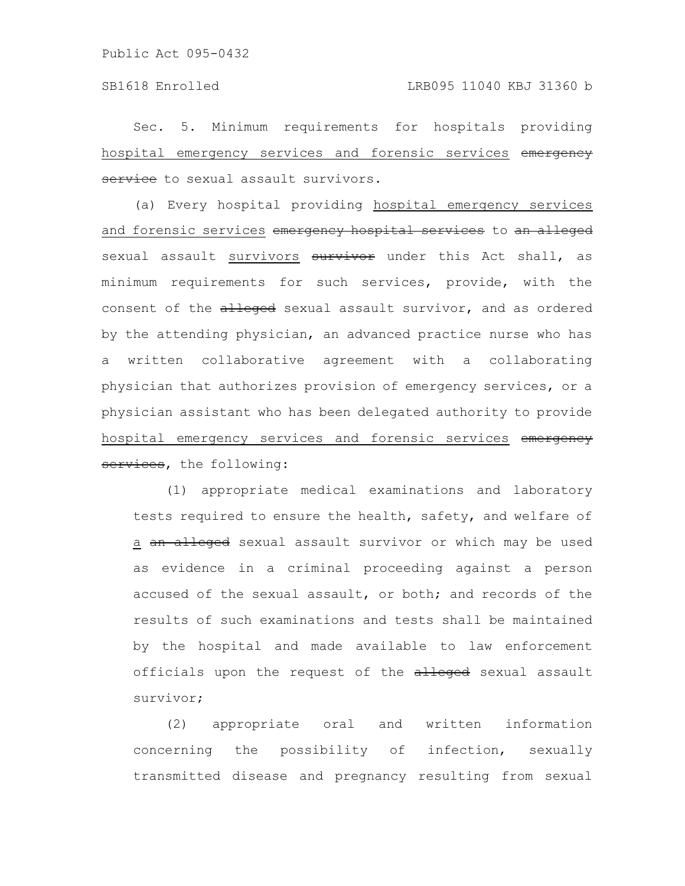Sec. 5. Minimum requirements for hospitals providing <u>hospital emergency services and forensic services</u> ~~emergency service~~ to sexual assault survivors.

(a) Every hospital providing <u>hospital emergency services and forensic services</u> ~~emergency hospital services~~ to ~~an alleged~~ sexual assault <u>survivors</u> ~~survivor~~ under this Act shall, as minimum requirements for such services, provide, with the consent of the ~~alleged~~ sexual assault survivor, and as ordered by the attending physician, an advanced practice nurse who has a written collaborative agreement with a collaborating physician that authorizes provision of emergency services, or a physician assistant who has been delegated authority to provide <u>hospital emergency services and forensic services</u> ~~emergency services~~, the following:

(1) appropriate medical examinations and laboratory tests required to ensure the health, safety, and welfare of <u>a</u> ~~an alleged~~ sexual assault survivor or which may be used as evidence in a criminal proceeding against a person accused of the sexual assault, or both; and records of the results of such examinations and tests shall be maintained by the hospital and made available to law enforcement officials upon the request of the ~~alleged~~ sexual assault survivor;

(2) appropriate oral and written information concerning the possibility of infection, sexually transmitted disease and pregnancy resulting from sexual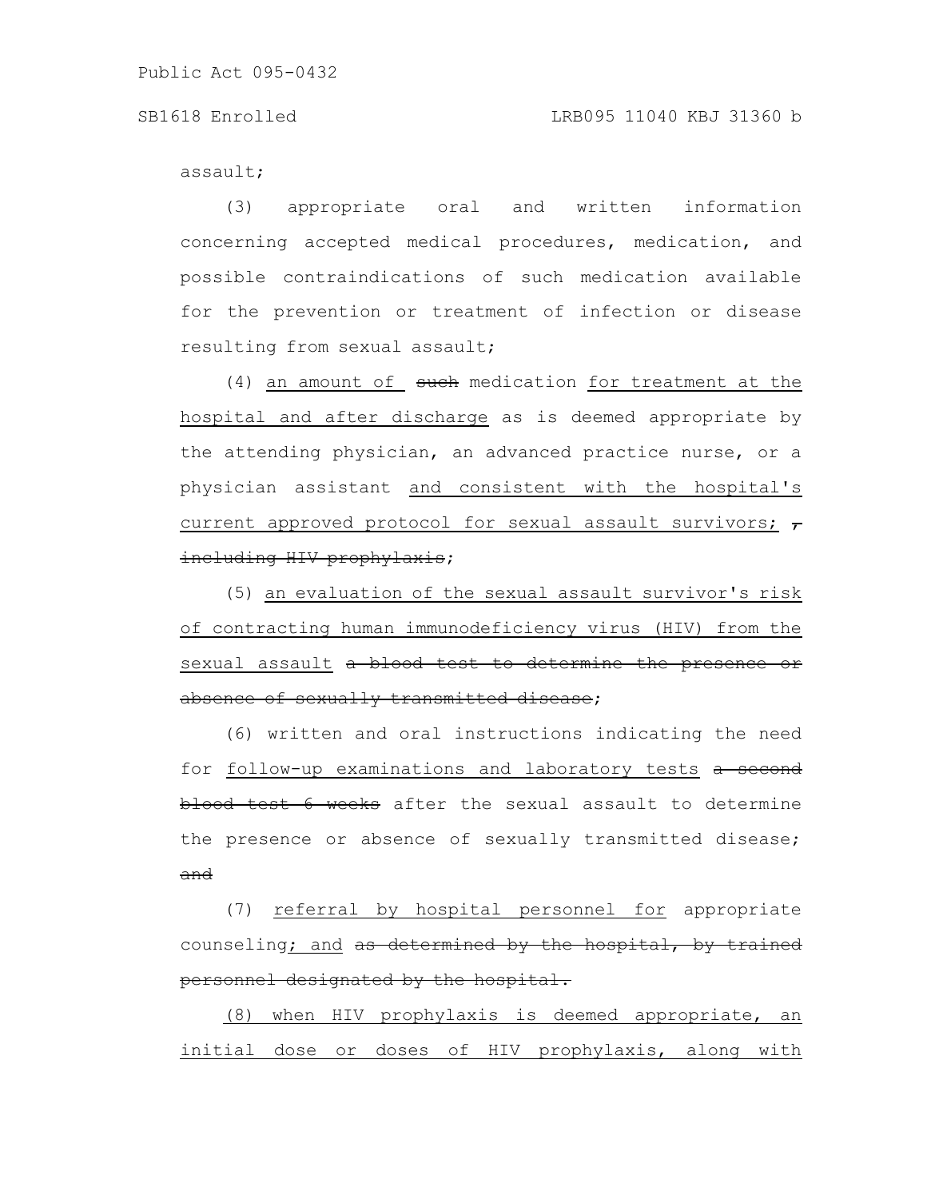assault;

(3) appropriate oral and written information concerning accepted medical procedures, medication, and possible contraindications of such medication available for the prevention or treatment of infection or disease resulting from sexual assault;

(4) <u>an amount of</u> ~~such~~ medication <u>for treatment at the hospital and after discharge</u> as is deemed appropriate by the attending physician, an advanced practice nurse, or a physician assistant <u>and consistent with the hospital's current approved protocol for sexual assault survivors;</u> ~~, including HIV prophylaxis~~;

(5) <u>an evaluation of the sexual assault survivor's risk of contracting human immunodeficiency virus (HIV) from the sexual assault</u> ~~a blood test to determine the presence or absence of sexually transmitted disease~~;

(6) written and oral instructions indicating the need for <u>follow-up examinations and laboratory tests</u> ~~a second blood test 6 weeks~~ after the sexual assault to determine the presence or absence of sexually transmitted disease; ~~and~~

(7) <u>referral by hospital personnel for</u> appropriate counseling<u>; and</u> ~~as determined by the hospital, by trained personnel designated by the hospital.~~

<u>(8) when HIV prophylaxis is deemed appropriate, an initial dose or doses of HIV prophylaxis, along with</u>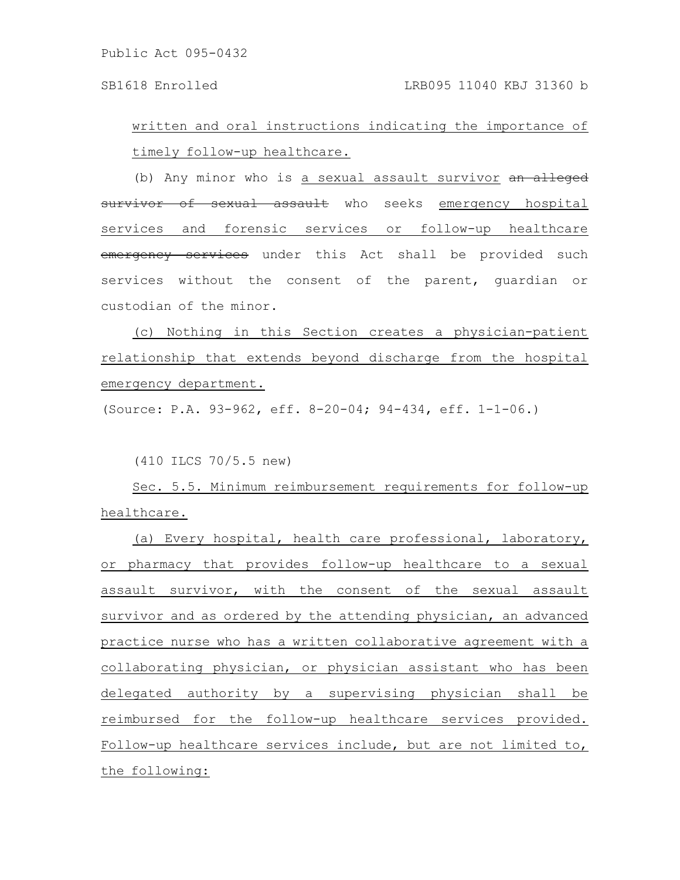written and oral instructions indicating the importance of timely follow-up healthcare.

(b) Any minor who is a sexual assault survivor ~~an alleged survivor of sexual assault~~ who seeks emergency hospital services and forensic services or follow-up healthcare ~~emergency services~~ under this Act shall be provided such services without the consent of the parent, guardian or custodian of the minor.

(c) Nothing in this Section creates a physician-patient relationship that extends beyond discharge from the hospital emergency department.

(Source: P.A. 93-962, eff. 8-20-04; 94-434, eff. 1-1-06.)

(410 ILCS 70/5.5 new)

Sec. 5.5. Minimum reimbursement requirements for follow-up healthcare.

(a) Every hospital, health care professional, laboratory, or pharmacy that provides follow-up healthcare to a sexual assault survivor, with the consent of the sexual assault survivor and as ordered by the attending physician, an advanced practice nurse who has a written collaborative agreement with a collaborating physician, or physician assistant who has been delegated authority by a supervising physician shall be reimbursed for the follow-up healthcare services provided. Follow-up healthcare services include, but are not limited to, the following: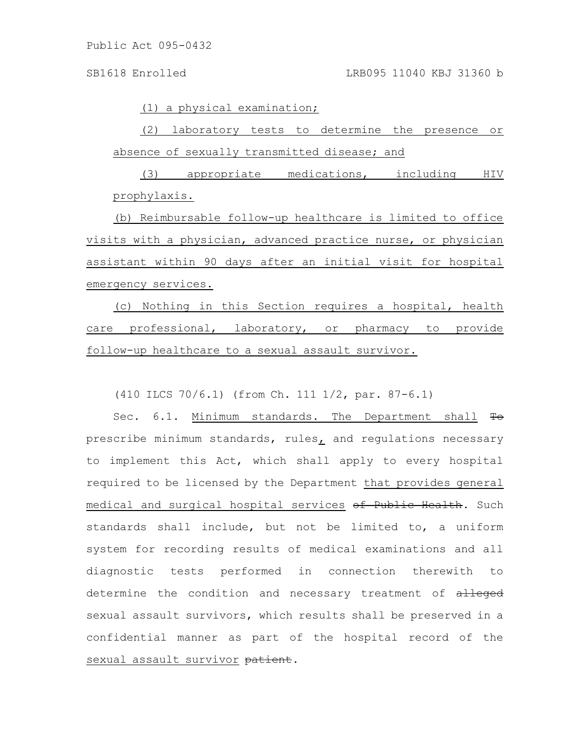(1) a physical examination;

(2) laboratory tests to determine the presence or absence of sexually transmitted disease; and

(3) appropriate medications, including HIV prophylaxis.

(b) Reimbursable follow-up healthcare is limited to office visits with a physician, advanced practice nurse, or physician assistant within 90 days after an initial visit for hospital emergency services.

(c) Nothing in this Section requires a hospital, health care professional, laboratory, or pharmacy to provide follow-up healthcare to a sexual assault survivor.

(410 ILCS 70/6.1) (from Ch. 111 1/2, par. 87-6.1)

Sec. 6.1. Minimum standards. The Department shall ~~To~~ prescribe minimum standards, rules, and regulations necessary to implement this Act, which shall apply to every hospital required to be licensed by the Department that provides general medical and surgical hospital services ~~of Public Health~~. Such standards shall include, but not be limited to, a uniform system for recording results of medical examinations and all diagnostic tests performed in connection therewith to determine the condition and necessary treatment of ~~alleged~~ sexual assault survivors, which results shall be preserved in a confidential manner as part of the hospital record of the sexual assault survivor ~~patient~~.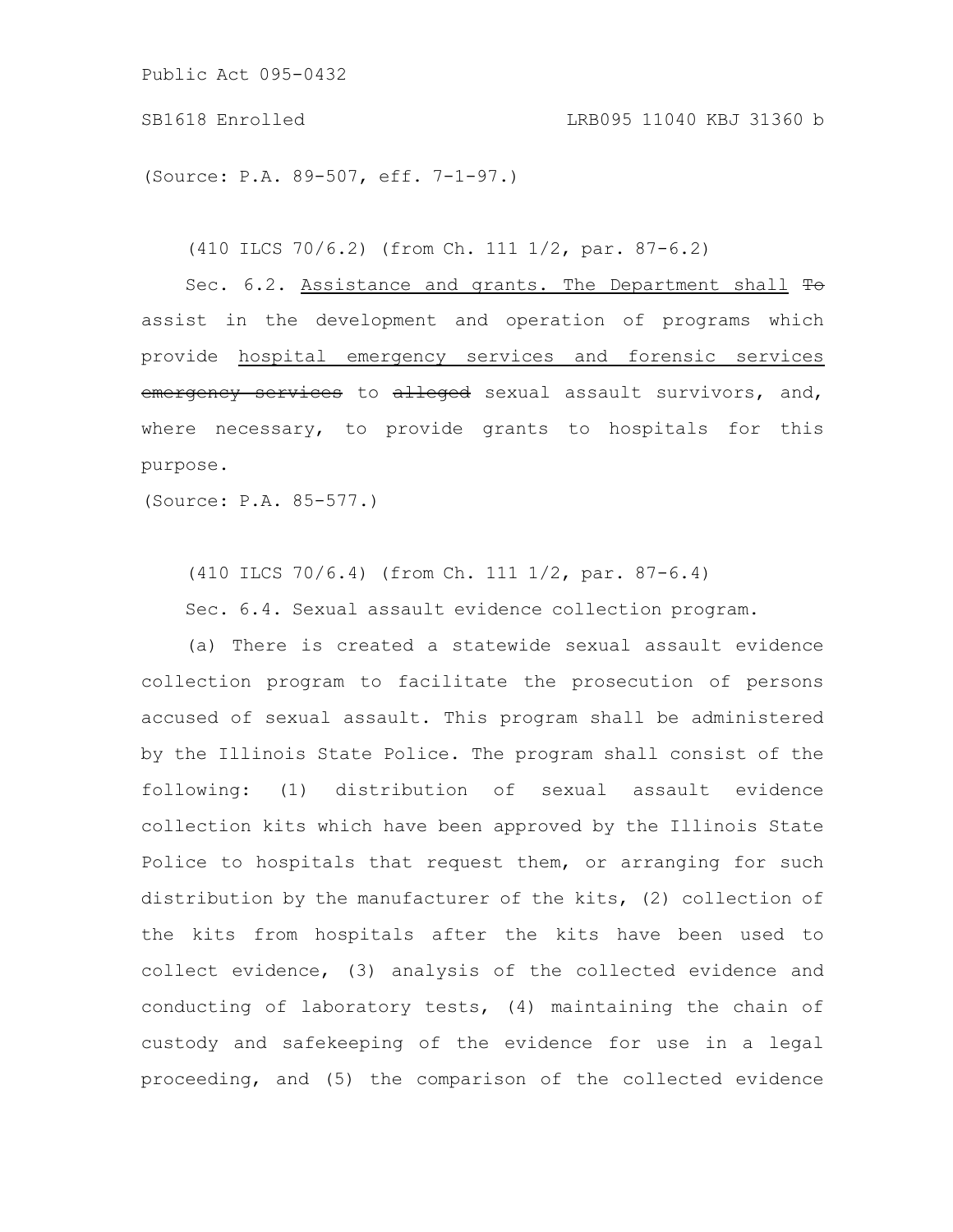(Source: P.A. 89-507, eff. 7-1-97.)

(410 ILCS 70/6.2) (from Ch. 111 1/2, par. 87-6.2)

Sec. 6.2. Assistance and grants. The Department shall ~~To~~ assist in the development and operation of programs which provide hospital emergency services and forensic services ~~emergency services~~ to ~~alleged~~ sexual assault survivors, and, where necessary, to provide grants to hospitals for this purpose.

(Source: P.A. 85-577.)

(410 ILCS 70/6.4) (from Ch. 111 1/2, par. 87-6.4)

Sec. 6.4. Sexual assault evidence collection program.

(a) There is created a statewide sexual assault evidence collection program to facilitate the prosecution of persons accused of sexual assault. This program shall be administered by the Illinois State Police. The program shall consist of the following: (1) distribution of sexual assault evidence collection kits which have been approved by the Illinois State Police to hospitals that request them, or arranging for such distribution by the manufacturer of the kits, (2) collection of the kits from hospitals after the kits have been used to collect evidence, (3) analysis of the collected evidence and conducting of laboratory tests, (4) maintaining the chain of custody and safekeeping of the evidence for use in a legal proceeding, and (5) the comparison of the collected evidence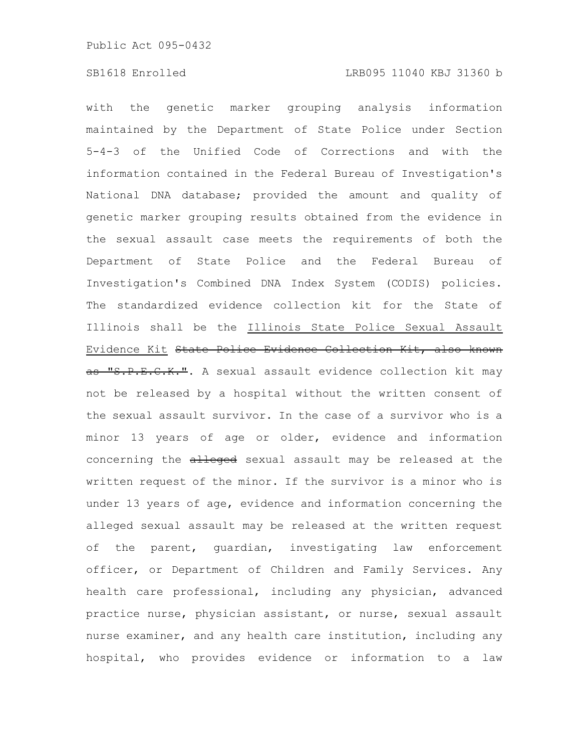with the genetic marker grouping analysis information maintained by the Department of State Police under Section 5-4-3 of the Unified Code of Corrections and with the information contained in the Federal Bureau of Investigation's National DNA database; provided the amount and quality of genetic marker grouping results obtained from the evidence in the sexual assault case meets the requirements of both the Department of State Police and the Federal Bureau of Investigation's Combined DNA Index System (CODIS) policies. The standardized evidence collection kit for the State of Illinois shall be the Illinois State Police Sexual Assault Evidence Kit ~~State Police Evidence Collection Kit, also known as "S.P.E.C.K."~~. A sexual assault evidence collection kit may not be released by a hospital without the written consent of the sexual assault survivor. In the case of a survivor who is a minor 13 years of age or older, evidence and information concerning the ~~alleged~~ sexual assault may be released at the written request of the minor. If the survivor is a minor who is under 13 years of age, evidence and information concerning the alleged sexual assault may be released at the written request of the parent, guardian, investigating law enforcement officer, or Department of Children and Family Services. Any health care professional, including any physician, advanced practice nurse, physician assistant, or nurse, sexual assault nurse examiner, and any health care institution, including any hospital, who provides evidence or information to a law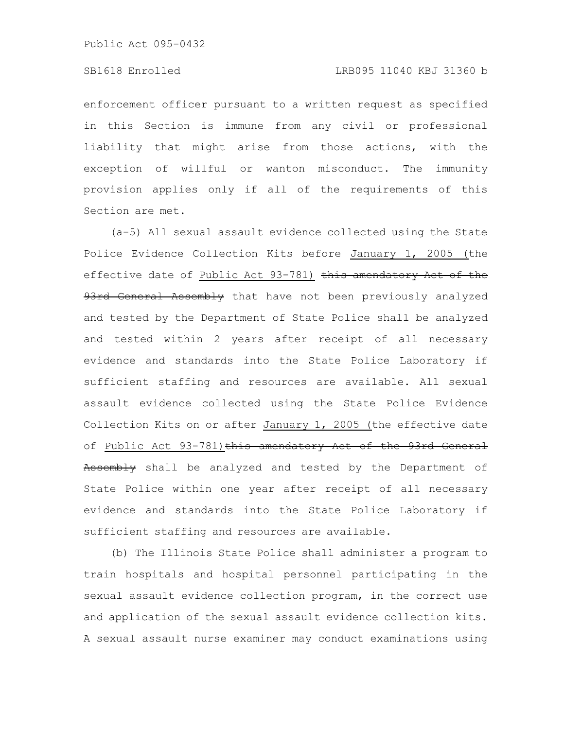enforcement officer pursuant to a written request as specified in this Section is immune from any civil or professional liability that might arise from those actions, with the exception of willful or wanton misconduct. The immunity provision applies only if all of the requirements of this Section are met.

(a-5) All sexual assault evidence collected using the State Police Evidence Collection Kits before <u>January 1, 2005 (</u>the effective date of <u>Public Act 93-781)</u> ~~this amendatory Act of the 93rd General Assembly~~ that have not been previously analyzed and tested by the Department of State Police shall be analyzed and tested within 2 years after receipt of all necessary evidence and standards into the State Police Laboratory if sufficient staffing and resources are available. All sexual assault evidence collected using the State Police Evidence Collection Kits on or after <u>January 1, 2005 (</u>the effective date of <u>Public Act 93-781)</u>~~this amendatory Act of the 93rd General Assembly~~ shall be analyzed and tested by the Department of State Police within one year after receipt of all necessary evidence and standards into the State Police Laboratory if sufficient staffing and resources are available.

(b) The Illinois State Police shall administer a program to train hospitals and hospital personnel participating in the sexual assault evidence collection program, in the correct use and application of the sexual assault evidence collection kits. A sexual assault nurse examiner may conduct examinations using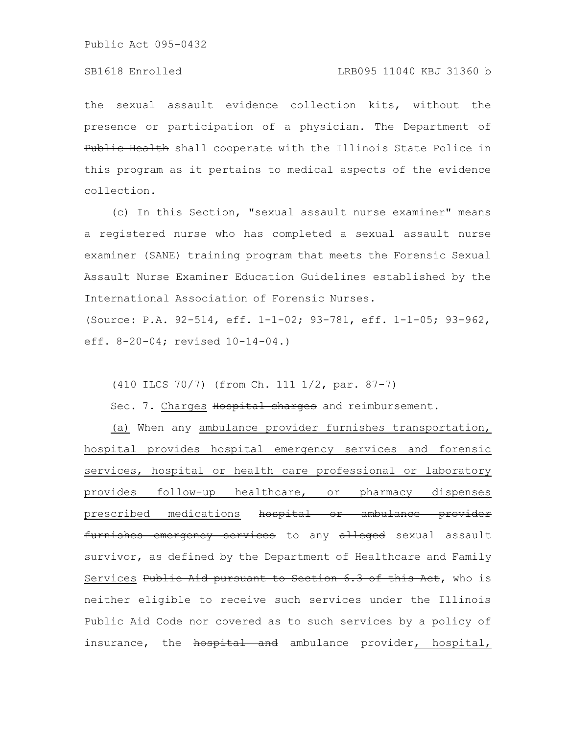the sexual assault evidence collection kits, without the presence or participation of a physician. The Department ~~of Public Health~~ shall cooperate with the Illinois State Police in this program as it pertains to medical aspects of the evidence collection.

(c) In this Section, "sexual assault nurse examiner" means a registered nurse who has completed a sexual assault nurse examiner (SANE) training program that meets the Forensic Sexual Assault Nurse Examiner Education Guidelines established by the International Association of Forensic Nurses.

(Source: P.A. 92-514, eff. 1-1-02; 93-781, eff. 1-1-05; 93-962, eff. 8-20-04; revised 10-14-04.)

(410 ILCS 70/7) (from Ch. 111 1/2, par. 87-7)

Sec. 7. <u>Charges</u> ~~Hospital charges~~ and reimbursement.

<u>(a)</u> When any <u>ambulance provider furnishes transportation, hospital provides hospital emergency services and forensic services, hospital or health care professional or laboratory provides follow-up healthcare, or pharmacy dispenses prescribed medications</u> ~~hospital or ambulance provider furnishes emergency services~~ to any ~~alleged~~ sexual assault survivor, as defined by the Department of <u>Healthcare and Family Services</u> ~~Public Aid pursuant to Section 6.3 of this Act~~, who is neither eligible to receive such services under the Illinois Public Aid Code nor covered as to such services by a policy of insurance, the ~~hospital and~~ ambulance provider<u>, hospital,</u>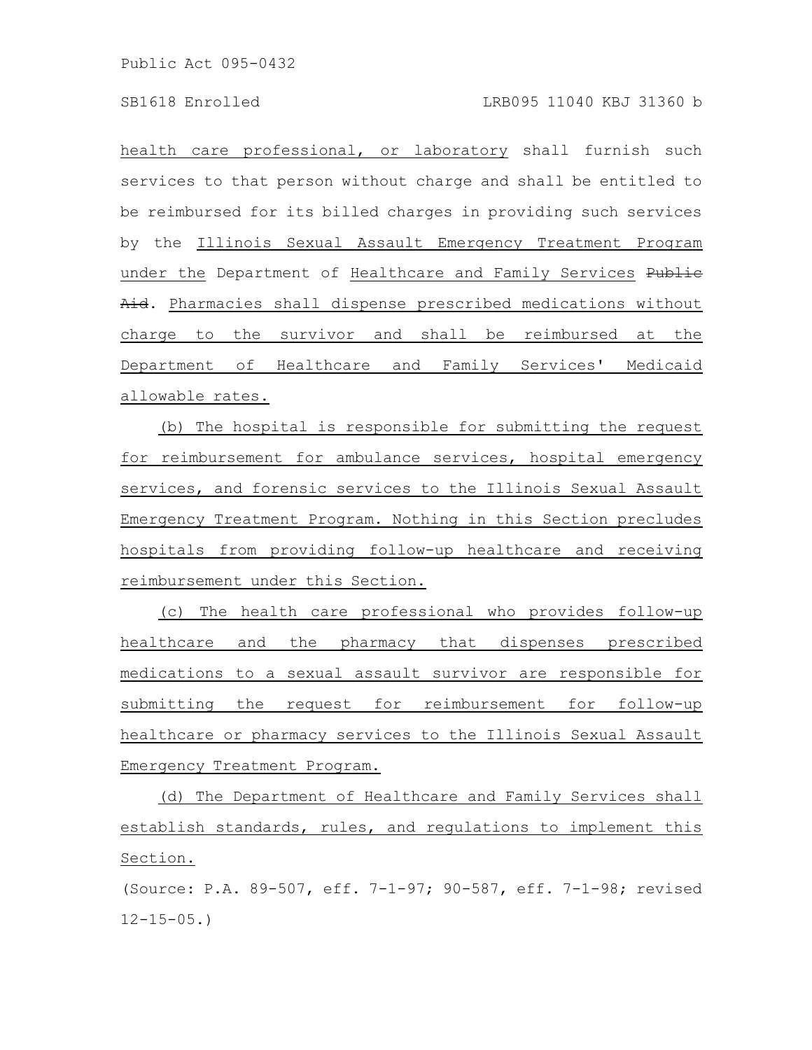health care professional, or laboratory shall furnish such services to that person without charge and shall be entitled to be reimbursed for its billed charges in providing such services by the Illinois Sexual Assault Emergency Treatment Program under the Department of Healthcare and Family Services ~~Public Aid~~. Pharmacies shall dispense prescribed medications without charge to the survivor and shall be reimbursed at the Department of Healthcare and Family Services' Medicaid allowable rates.

(b) The hospital is responsible for submitting the request for reimbursement for ambulance services, hospital emergency services, and forensic services to the Illinois Sexual Assault Emergency Treatment Program. Nothing in this Section precludes hospitals from providing follow-up healthcare and receiving reimbursement under this Section.

(c) The health care professional who provides follow-up healthcare and the pharmacy that dispenses prescribed medications to a sexual assault survivor are responsible for submitting the request for reimbursement for follow-up healthcare or pharmacy services to the Illinois Sexual Assault Emergency Treatment Program.

(d) The Department of Healthcare and Family Services shall establish standards, rules, and regulations to implement this Section.

(Source: P.A. 89-507, eff. 7-1-97; 90-587, eff. 7-1-98; revised 12-15-05.)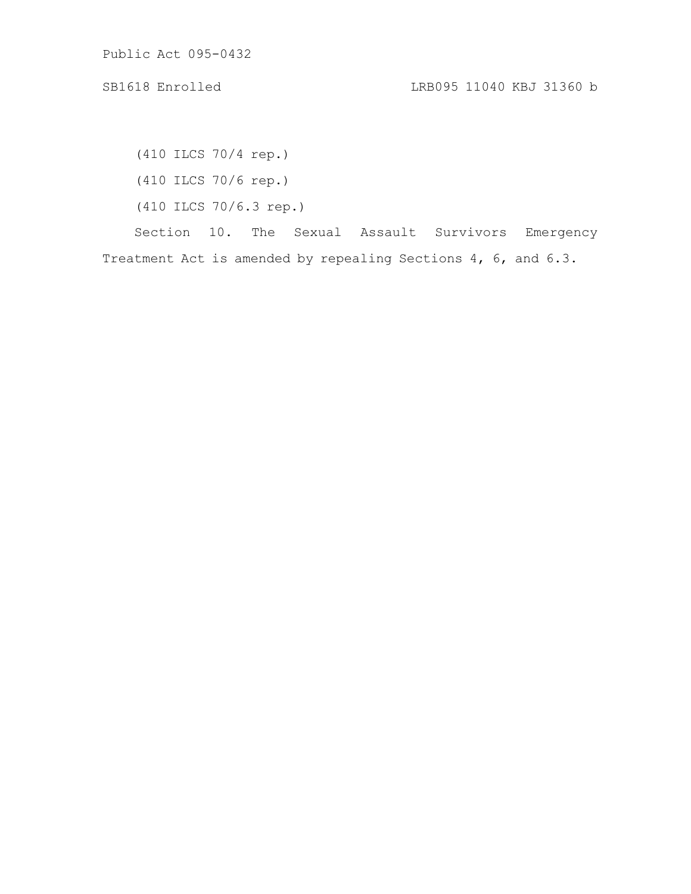(410 ILCS 70/4 rep.)

(410 ILCS 70/6 rep.)

(410 ILCS 70/6.3 rep.)

Section 10. The Sexual Assault Survivors Emergency Treatment Act is amended by repealing Sections 4, 6, and 6.3.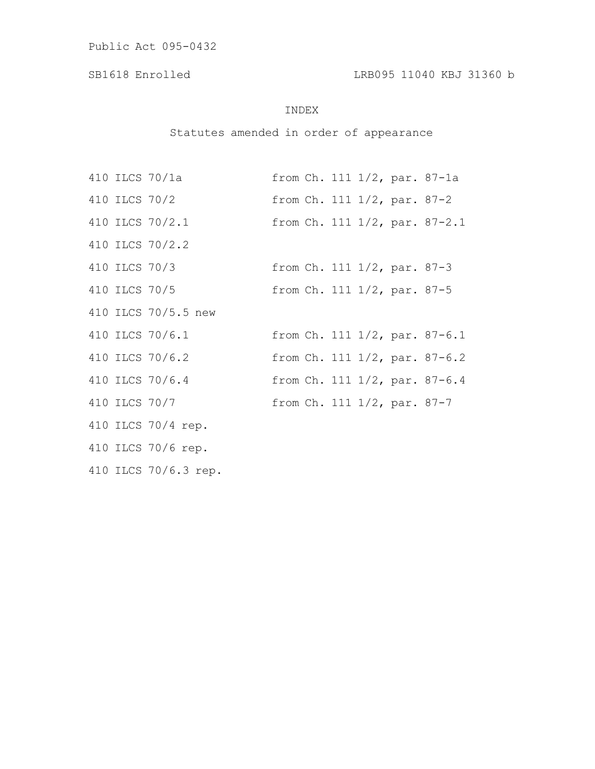## INDEX

### Statutes amended in order of appearance

| | |
|---|---|
| 410 ILCS 70/1a | from Ch. 111 1/2, par. 87-1a |
| 410 ILCS 70/2 | from Ch. 111 1/2, par. 87-2 |
| 410 ILCS 70/2.1 | from Ch. 111 1/2, par. 87-2.1 |
| 410 ILCS 70/2.2 | |
| 410 ILCS 70/3 | from Ch. 111 1/2, par. 87-3 |
| 410 ILCS 70/5 | from Ch. 111 1/2, par. 87-5 |
| 410 ILCS 70/5.5 new | |
| 410 ILCS 70/6.1 | from Ch. 111 1/2, par. 87-6.1 |
| 410 ILCS 70/6.2 | from Ch. 111 1/2, par. 87-6.2 |
| 410 ILCS 70/6.4 | from Ch. 111 1/2, par. 87-6.4 |
| 410 ILCS 70/7 | from Ch. 111 1/2, par. 87-7 |
| 410 ILCS 70/4 rep. | |
| 410 ILCS 70/6 rep. | |
| 410 ILCS 70/6.3 rep. | |